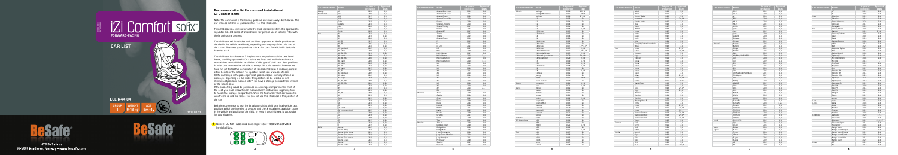# iZi Comfort ISOfix

FORWARD-FACING

CAR LIST

ECE R44 04

| GROUP | WEIGHT | AGE |
|---|---|---|
| 1 | 9-18 kg | 9m-4y |

BeSafe

HTS BeSafe as
N-3535 Krøderen, Norway - www.besafe.com

## Recommendation list for cars and installation of iZi Comfort ISOfix

Note: The car manual is the leading guideline and must always be followed. This car list does not limit or guarantee the fit of this child seat.

This child seat is a semi-universal ISOfix child restraint system. It is approved to regulation R44-04 series of amendments for general use in vehicles fitted with ISOfix anchorage systems.

This child seat will fit vehicles with positions approved as ISOfix positions (as detailed in the vehicle handbook), depending on category of the child seat and of the fixture. The mass group and the ISOfix size class for which this device is intended is : A.

This child seat is suitable for fixing into the seat positions of the cars listed below, providing approved ISOfix points are fitted and available and the car manual does not forbid the installation of this type of child seat. Seat positions in other cars may also be suitable to accept this child restraint, however we have not yet tested that combination of car and child seat. If in doubt, consult either BeSafe or the retailer. For updated carlist see: www.besafe.com

ISOfix anchorage in the second row seat (position 1) can normally be offered as option, so depending on the model this position can be available or not. Vehicle seat positions marked with * can have a storage compartment in front of the vehicle seat.

If the support leg would be positioned on a storage compartment in front of the seat, you must follow the car manufacturer's instructions regarding how to handle the storage compartments.

BeSafe recommends to test the installation of this child seat in all vehicle seat positions which are intended to be used and check installation, available space in the vehicle and position of the child, to verify if this child seat is acceptable for your situation.

Notice: DO NOT use on a passenger seat fitted with activated frontal airbag.